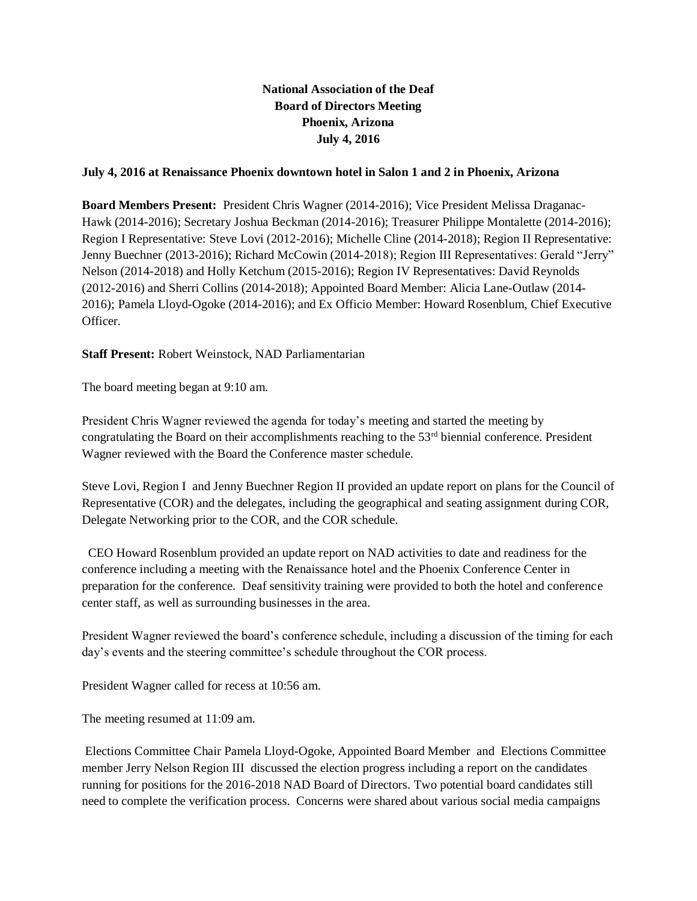**National Association of the Deaf**
**Board of Directors Meeting**
**Phoenix, Arizona**
**July 4, 2016**

**July 4, 2016 at Renaissance Phoenix downtown hotel in Salon 1 and 2 in Phoenix, Arizona**

**Board Members Present:** President Chris Wagner (2014-2016); Vice President Melissa Draganac-Hawk (2014-2016); Secretary Joshua Beckman (2014-2016); Treasurer Philippe Montalette (2014-2016); Region I Representative: Steve Lovi (2012-2016); Michelle Cline (2014-2018); Region II Representative: Jenny Buechner (2013-2016); Richard McCowin (2014-2018); Region III Representatives: Gerald "Jerry" Nelson (2014-2018) and Holly Ketchum (2015-2016); Region IV Representatives: David Reynolds (2012-2016) and Sherri Collins (2014-2018); Appointed Board Member: Alicia Lane-Outlaw (2014-2016); Pamela Lloyd-Ogoke (2014-2016); and Ex Officio Member: Howard Rosenblum, Chief Executive Officer.

**Staff Present:** Robert Weinstock, NAD Parliamentarian

The board meeting began at 9:10 am.

President Chris Wagner reviewed the agenda for today's meeting and started the meeting by congratulating the Board on their accomplishments reaching to the 53rd biennial conference. President Wagner reviewed with the Board the Conference master schedule.

Steve Lovi, Region I and Jenny Buechner Region II provided an update report on plans for the Council of Representative (COR) and the delegates, including the geographical and seating assignment during COR, Delegate Networking prior to the COR, and the COR schedule.

CEO Howard Rosenblum provided an update report on NAD activities to date and readiness for the conference including a meeting with the Renaissance hotel and the Phoenix Conference Center in preparation for the conference. Deaf sensitivity training were provided to both the hotel and conference center staff, as well as surrounding businesses in the area.

President Wagner reviewed the board's conference schedule, including a discussion of the timing for each day's events and the steering committee's schedule throughout the COR process.

President Wagner called for recess at 10:56 am.

The meeting resumed at 11:09 am.

Elections Committee Chair Pamela Lloyd-Ogoke, Appointed Board Member and Elections Committee member Jerry Nelson Region III discussed the election progress including a report on the candidates running for positions for the 2016-2018 NAD Board of Directors. Two potential board candidates still need to complete the verification process. Concerns were shared about various social media campaigns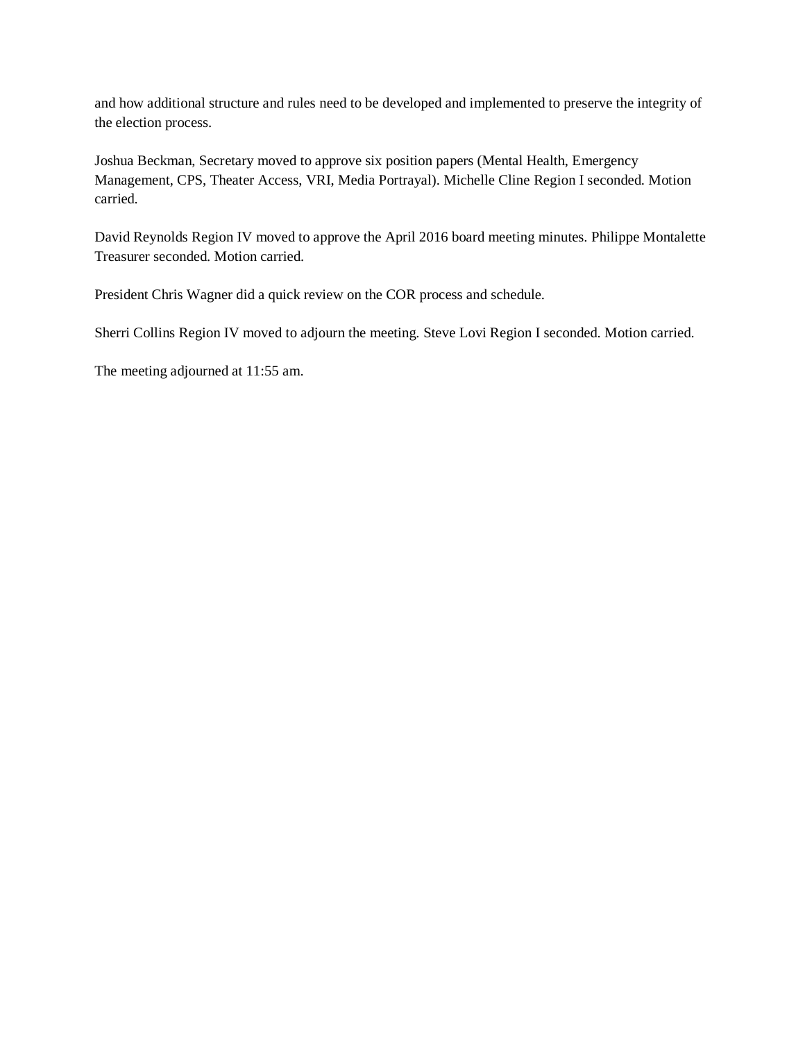and how additional structure and rules need to be developed and implemented to preserve the integrity of the election process.

Joshua Beckman, Secretary moved to approve six position papers (Mental Health, Emergency Management, CPS, Theater Access, VRI, Media Portrayal). Michelle Cline Region I seconded. Motion carried.

David Reynolds Region IV moved to approve the April 2016 board meeting minutes. Philippe Montalette Treasurer seconded. Motion carried.

President Chris Wagner did a quick review on the COR process and schedule.

Sherri Collins Region IV moved to adjourn the meeting. Steve Lovi Region I seconded. Motion carried.

The meeting adjourned at 11:55 am.